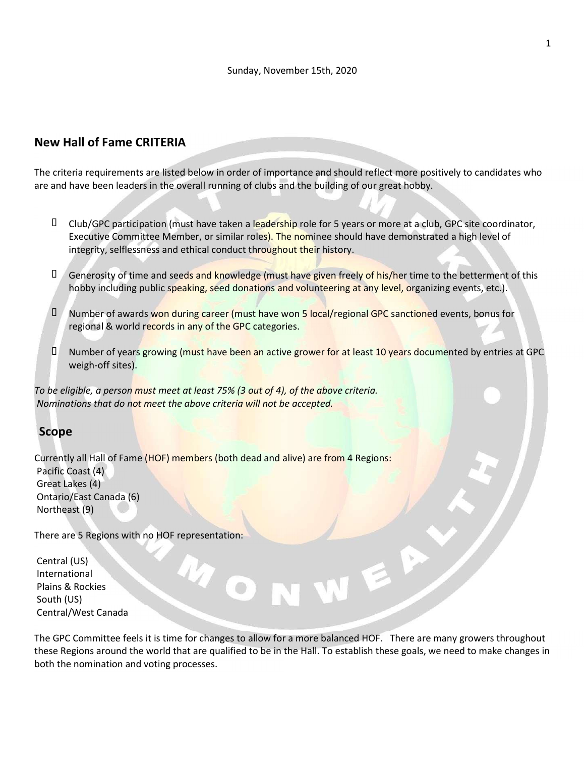Sunday, November 15th, 2020

## New Hall of Fame CRITERIA

The criteria requirements are listed below in order of importance and should reflect more positively to candidates who are and have been leaders in the overall running of clubs and the building of our great hobby.

- Club/GPC participation (must have taken a leadership role for 5 years or more at a club, GPC site coordinator, Executive Committee Member, or similar roles). The nominee should have demonstrated a high level of integrity, selflessness and ethical conduct throughout their history.
- Generosity of time and seeds and knowledge (must have given freely of his/her time to the betterment of this hobby including public speaking, seed donations and volunteering at any level, organizing events, etc.).
- Number of awards won during career (must have won 5 local/regional GPC sanctioned events, bonus for regional & world records in any of the GPC categories.
- Number of years growing (must have been an active grower for at least 10 years documented by entries at GPC weigh-off sites).

*To be eligible, a person must meet at least 75% (3 out of 4), of the above criteria.*
*Nominations that do not meet the above criteria will not be accepted.*

## Scope

Currently all Hall of Fame (HOF) members (both dead and alive) are from 4 Regions:
Pacific Coast (4)
Great Lakes (4)
Ontario/East Canada (6)
Northeast (9)

There are 5 Regions with no HOF representation:

Central (US)
International
Plains & Rockies
South (US)
Central/West Canada

The GPC Committee feels it is time for changes to allow for a more balanced HOF. There are many growers throughout these Regions around the world that are qualified to be in the Hall. To establish these goals, we need to make changes in both the nomination and voting processes.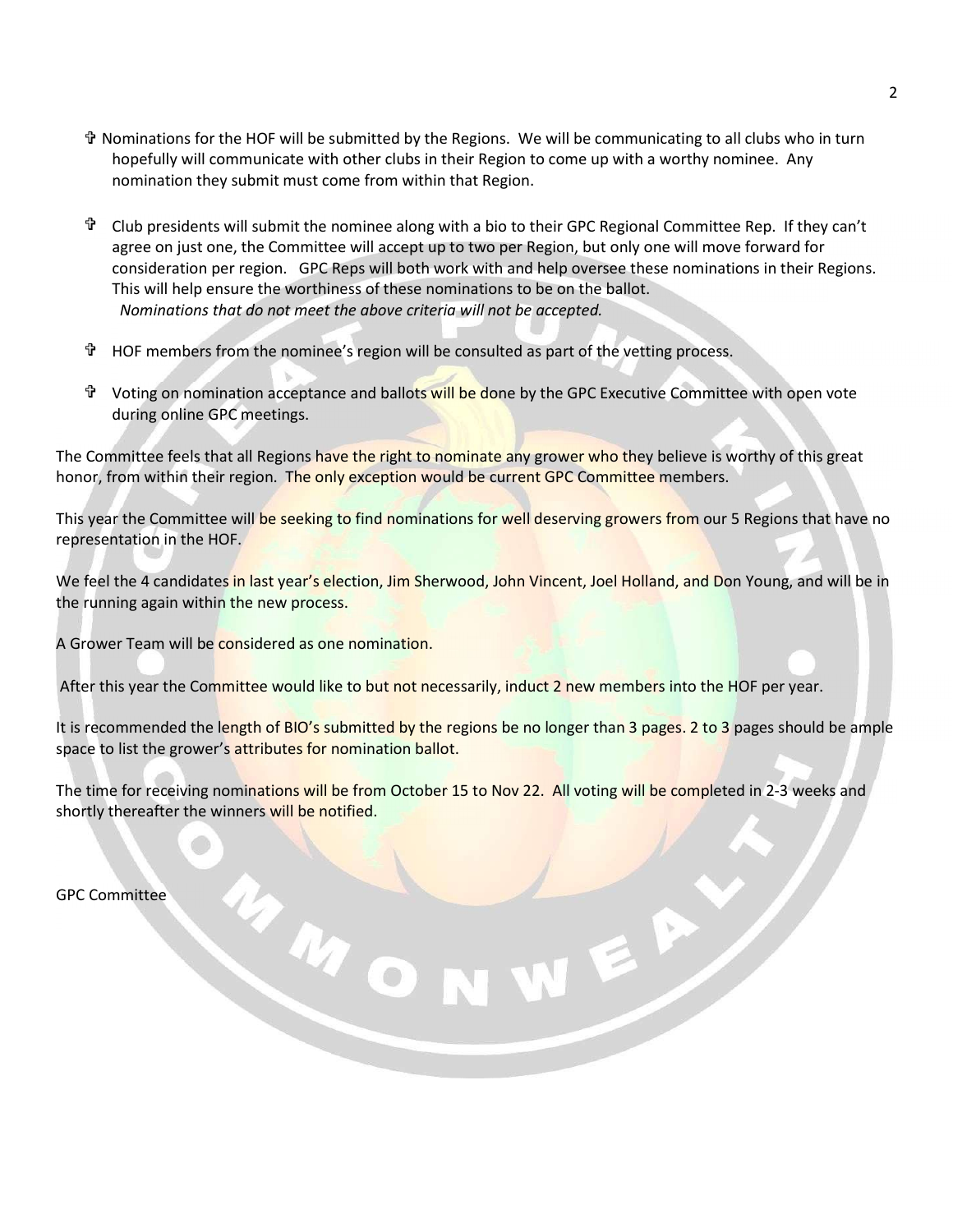- Nominations for the HOF will be submitted by the Regions. We will be communicating to all clubs who in turn hopefully will communicate with other clubs in their Region to come up with a worthy nominee. Any nomination they submit must come from within that Region.

- Club presidents will submit the nominee along with a bio to their GPC Regional Committee Rep. If they can't agree on just one, the Committee will accept up to two per Region, but only one will move forward for consideration per region. GPC Reps will both work with and help oversee these nominations in their Regions. This will help ensure the worthiness of these nominations to be on the ballot.
  *Nominations that do not meet the above criteria will not be accepted.*

- HOF members from the nominee's region will be consulted as part of the vetting process.

- Voting on nomination acceptance and ballots will be done by the GPC Executive Committee with open vote during online GPC meetings.

The Committee feels that all Regions have the right to nominate any grower who they believe is worthy of this great honor, from within their region. The only exception would be current GPC Committee members.

This year the Committee will be seeking to find nominations for well deserving growers from our 5 Regions that have no representation in the HOF.

We feel the 4 candidates in last year's election, Jim Sherwood, John Vincent, Joel Holland, and Don Young, and will be in the running again within the new process.

A Grower Team will be considered as one nomination.

After this year the Committee would like to but not necessarily, induct 2 new members into the HOF per year.

It is recommended the length of BIO's submitted by the regions be no longer than 3 pages. 2 to 3 pages should be ample space to list the grower's attributes for nomination ballot.

The time for receiving nominations will be from October 15 to Nov 22. All voting will be completed in 2-3 weeks and shortly thereafter the winners will be notified.

GPC Committee